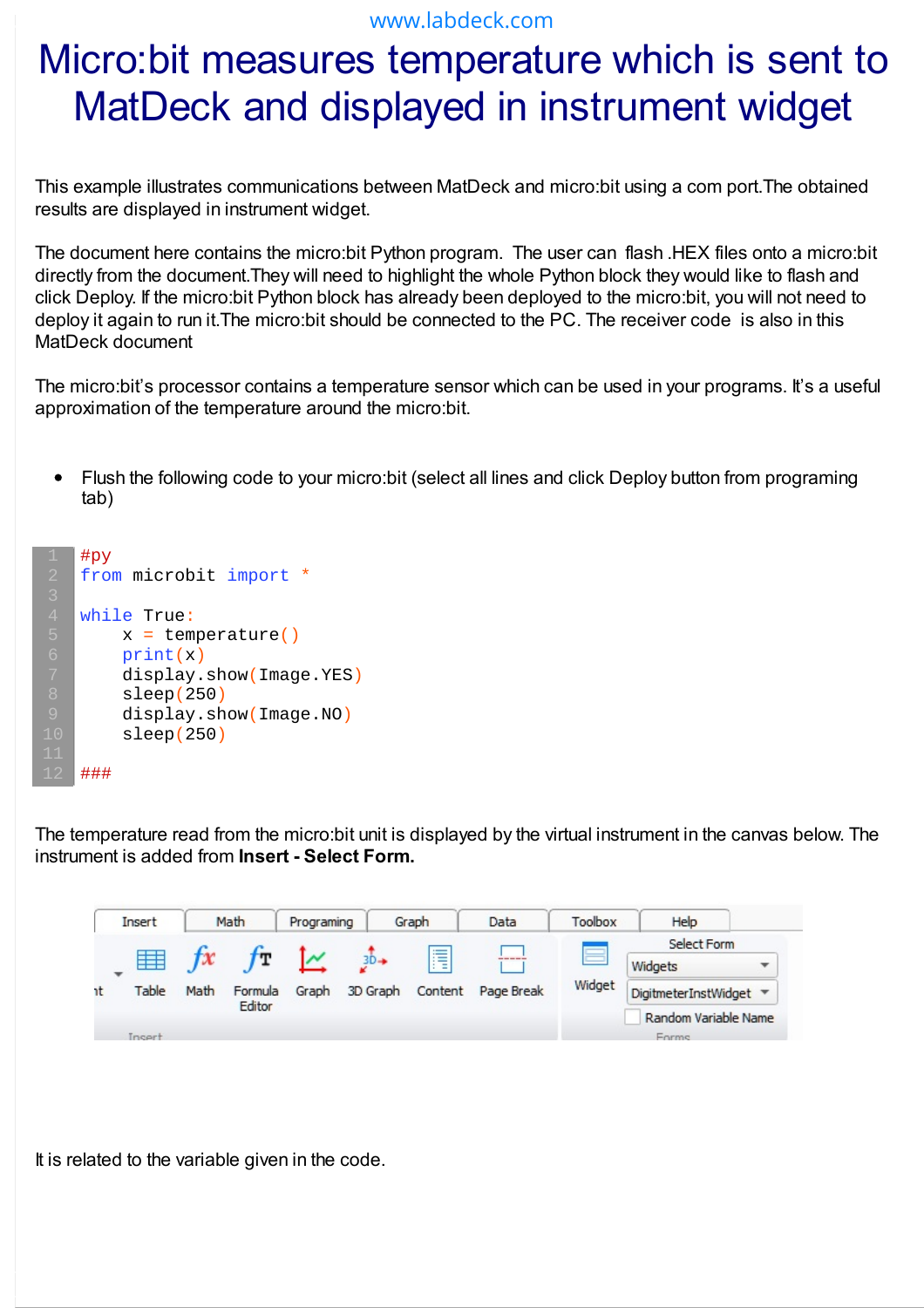www.labdeck.com

# Micro:bit measures temperature which is sent to MatDeck and displayed in instrument widget

This example illustrates communications between MatDeck and micro:bit using a com port.The obtained results are displayed in instrument widget.

The document here contains the micro:bit Python program. The user can flash .HEX files onto a micro:bit directly from the document.They will need to highlight the whole Python block they would like to flash and click Deploy. If the micro:bit Python block has already been deployed to the micro:bit, you will not need to deploy it again to run it.The micro:bit should be connected to the PC. The receiver code is also in this MatDeck document

The micro:bit's processor contains a temperature sensor which can be used in your programs. It's a useful approximation of the temperature around the micro:bit.

- Flush the following code to your micro:bit (select all lines and click Deploy button from programing tab)

```
#py
from microbit import *

while True:
    x = temperature()
    print(x)
    display.show(Image.YES)
    sleep(250)
    display.show(Image.NO)
    sleep(250)

###
```

The temperature read from the micro:bit unit is displayed by the virtual instrument in the canvas below. The instrument is added from **Insert - Select Form.**

It is related to the variable given in the code.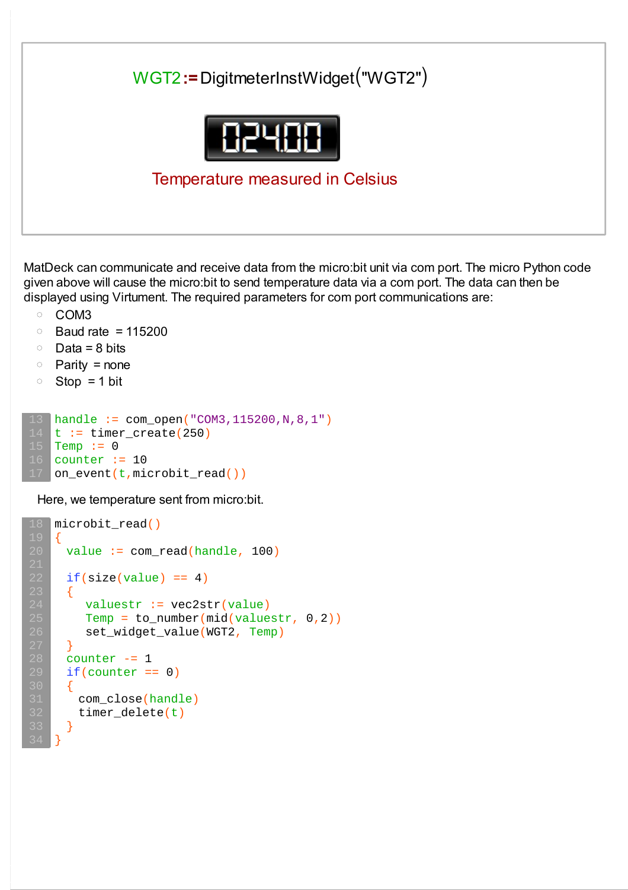WGT2 := DigitmeterInstWidget("WGT2")

02400

Temperature measured in Celsius

MatDeck can communicate and receive data from the micro:bit unit via com port. The micro Python code given above will cause the micro:bit to send temperature data via a com port. The data can then be displayed using Virtument. The required parameters for com port communications are:

- COM3
- Baud rate = 115200
- Data = 8 bits
- Parity = none
- Stop = 1 bit

```
13 handle := com_open("COM3,115200,N,8,1")
14 t := timer_create(250)
15 Temp := 0
16 counter := 10
17 on_event(t,microbit_read())
```

Here, we temperature sent from micro:bit.

```
18 microbit_read()
19 {
20   value := com_read(handle, 100)
21 
22   if(size(value) == 4)
23   {
24      valuestr := vec2str(value)
25      Temp = to_number(mid(valuestr, 0,2))
26      set_widget_value(WGT2, Temp)
27   }
28   counter -= 1
29   if(counter == 0)
30   {
31     com_close(handle)
32     timer_delete(t)
33   }
34 }
```